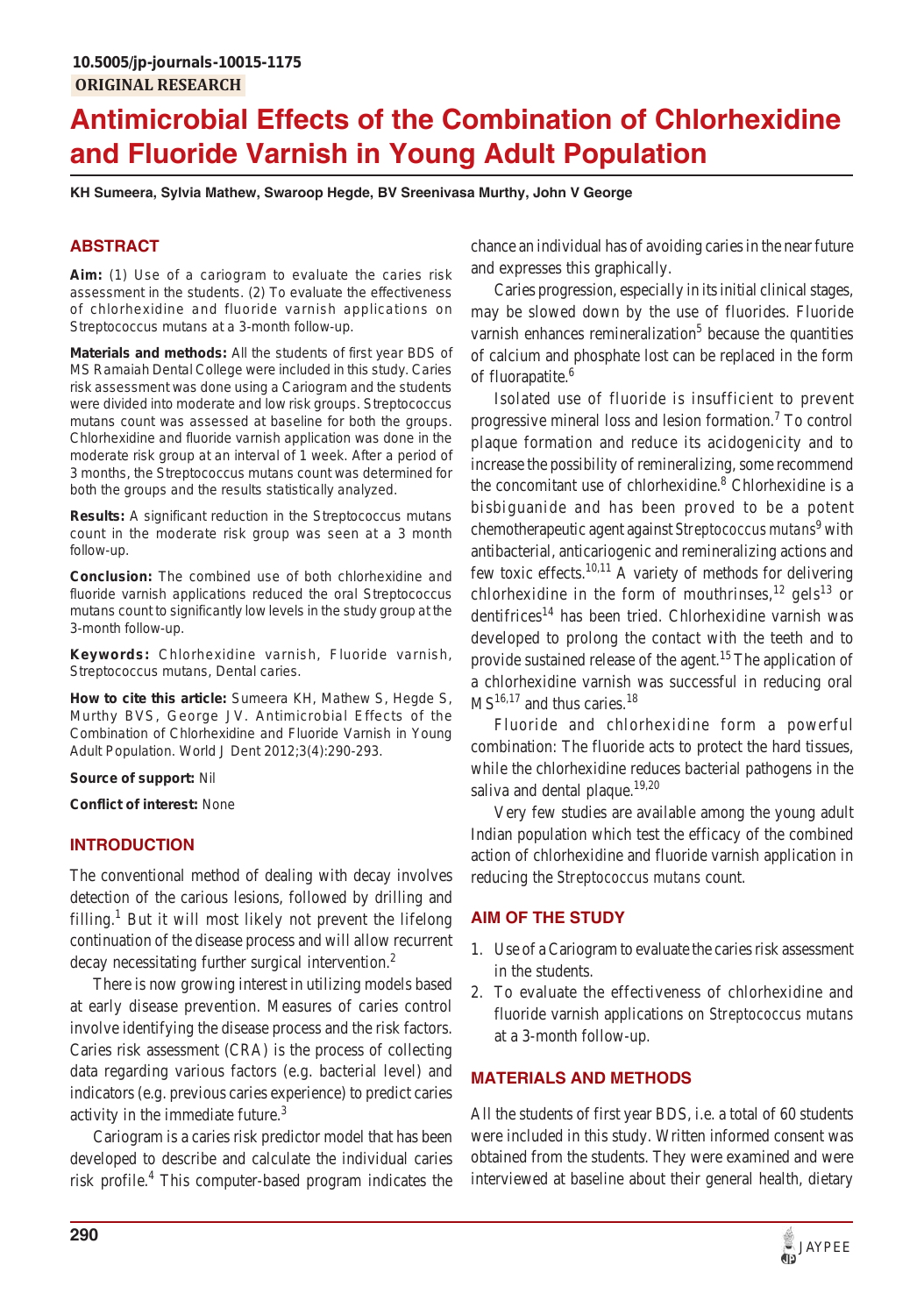10.5005/jp-journals-10015-1175

ORIGINAL RESEARCH

# Antimicrobial Effects of the Combination of Chlorhexidine and Fluoride Varnish in Young Adult Population

**KH Sumeera, Sylvia Mathew, Swaroop Hegde, BV Sreenivasa Murthy, John V George**

## ABSTRACT

**Aim:** (1) Use of a cariogram to evaluate the caries risk assessment in the students. (2) To evaluate the effectiveness of chlorhexidine and fluoride varnish applications on Streptococcus mutans at a 3-month follow-up.

**Materials and methods:** All the students of first year BDS of MS Ramaiah Dental College were included in this study. Caries risk assessment was done using a Cariogram and the students were divided into moderate and low risk groups. Streptococcus mutans count was assessed at baseline for both the groups. Chlorhexidine and fluoride varnish application was done in the moderate risk group at an interval of 1 week. After a period of 3 months, the Streptococcus mutans count was determined for both the groups and the results statistically analyzed.

**Results:** A significant reduction in the Streptococcus mutans count in the moderate risk group was seen at a 3 month follow-up.

**Conclusion:** The combined use of both chlorhexidine and fluoride varnish applications reduced the oral Streptococcus mutans count to significantly low levels in the study group at the 3-month follow-up.

**Keywords:** Chlorhexidine varnish, Fluoride varnish, Streptococcus mutans, Dental caries.

**How to cite this article:** Sumeera KH, Mathew S, Hegde S, Murthy BVS, George JV. Antimicrobial Effects of the Combination of Chlorhexidine and Fluoride Varnish in Young Adult Population. World J Dent 2012;3(4):290-293.

**Source of support:** Nil

**Conflict of interest:** None

## INTRODUCTION

The conventional method of dealing with decay involves detection of the carious lesions, followed by drilling and filling.[1] But it will most likely not prevent the lifelong continuation of the disease process and will allow recurrent decay necessitating further surgical intervention.[2]

There is now growing interest in utilizing models based at early disease prevention. Measures of caries control involve identifying the disease process and the risk factors. Caries risk assessment (CRA) is the process of collecting data regarding various factors (e.g. bacterial level) and indicators (e.g. previous caries experience) to predict caries activity in the immediate future.[3]

Cariogram is a caries risk predictor model that has been developed to describe and calculate the individual caries risk profile.[4] This computer-based program indicates the chance an individual has of avoiding caries in the near future and expresses this graphically.

Caries progression, especially in its initial clinical stages, may be slowed down by the use of fluorides. Fluoride varnish enhances remineralization[5] because the quantities of calcium and phosphate lost can be replaced in the form of fluorapatite.[6]

Isolated use of fluoride is insufficient to prevent progressive mineral loss and lesion formation.[7] To control plaque formation and reduce its acidogenicity and to increase the possibility of remineralizing, some recommend the concomitant use of chlorhexidine.[8] Chlorhexidine is a bisbiguanide and has been proved to be a potent chemotherapeutic agent against *Streptococcus mutans*[9] with antibacterial, anticariogenic and remineralizing actions and few toxic effects.[10,11] A variety of methods for delivering chlorhexidine in the form of mouthrinses,[12] gels[13] or dentifrices[14] has been tried. Chlorhexidine varnish was developed to prolong the contact with the teeth and to provide sustained release of the agent.[15] The application of a chlorhexidine varnish was successful in reducing oral MS[16,17] and thus caries.[18]

Fluoride and chlorhexidine form a powerful combination: The fluoride acts to protect the hard tissues, while the chlorhexidine reduces bacterial pathogens in the saliva and dental plaque.[19,20]

Very few studies are available among the young adult Indian population which test the efficacy of the combined action of chlorhexidine and fluoride varnish application in reducing the *Streptococcus mutans* count.

## AIM OF THE STUDY

1. Use of a Cariogram to evaluate the caries risk assessment in the students.
2. To evaluate the effectiveness of chlorhexidine and fluoride varnish applications on *Streptococcus mutans* at a 3-month follow-up.

## MATERIALS AND METHODS

All the students of first year BDS, i.e. a total of 60 students were included in this study. Written informed consent was obtained from the students. They were examined and were interviewed at baseline about their general health, dietary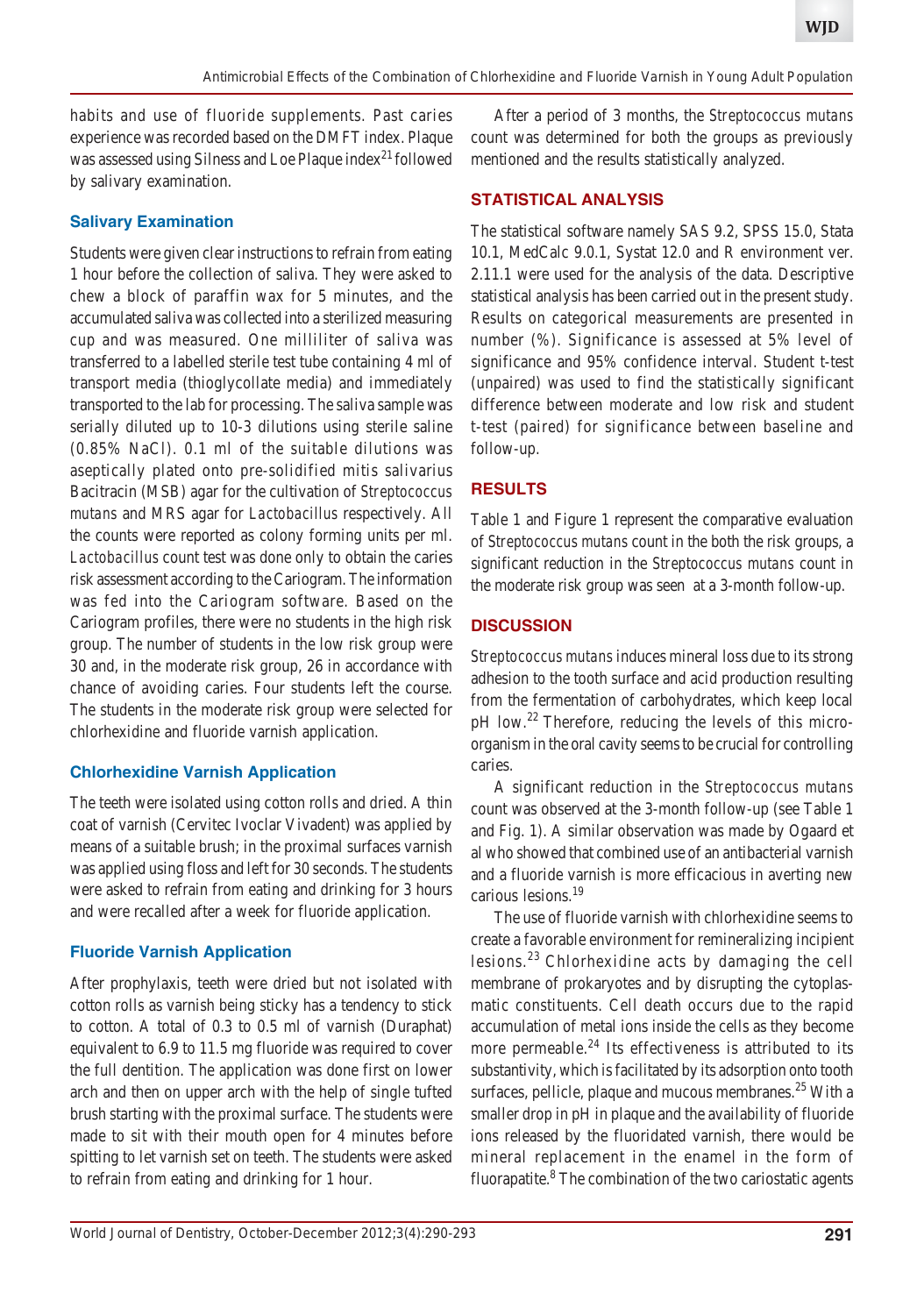habits and use of fluoride supplements. Past caries experience was recorded based on the DMFT index. Plaque was assessed using Silness and Loe Plaque index[21] followed by salivary examination.

### Salivary Examination

Students were given clear instructions to refrain from eating 1 hour before the collection of saliva. They were asked to chew a block of paraffin wax for 5 minutes, and the accumulated saliva was collected into a sterilized measuring cup and was measured. One milliliter of saliva was transferred to a labelled sterile test tube containing 4 ml of transport media (thioglycollate media) and immediately transported to the lab for processing. The saliva sample was serially diluted up to 10-3 dilutions using sterile saline (0.85% NaCl). 0.1 ml of the suitable dilutions was aseptically plated onto pre-solidified mitis salivarius Bacitracin (MSB) agar for the cultivation of *Streptococcus mutans* and MRS agar for *Lactobacillus* respectively. All the counts were reported as colony forming units per ml. *Lactobacillus* count test was done only to obtain the caries risk assessment according to the Cariogram. The information was fed into the Cariogram software. Based on the Cariogram profiles, there were no students in the high risk group. The number of students in the low risk group were 30 and, in the moderate risk group, 26 in accordance with chance of avoiding caries. Four students left the course. The students in the moderate risk group were selected for chlorhexidine and fluoride varnish application.

### Chlorhexidine Varnish Application

The teeth were isolated using cotton rolls and dried. A thin coat of varnish (Cervitec Ivoclar Vivadent) was applied by means of a suitable brush; in the proximal surfaces varnish was applied using floss and left for 30 seconds. The students were asked to refrain from eating and drinking for 3 hours and were recalled after a week for fluoride application.

### Fluoride Varnish Application

After prophylaxis, teeth were dried but not isolated with cotton rolls as varnish being sticky has a tendency to stick to cotton. A total of 0.3 to 0.5 ml of varnish (Duraphat) equivalent to 6.9 to 11.5 mg fluoride was required to cover the full dentition. The application was done first on lower arch and then on upper arch with the help of single tufted brush starting with the proximal surface. The students were made to sit with their mouth open for 4 minutes before spitting to let varnish set on teeth. The students were asked to refrain from eating and drinking for 1 hour.

After a period of 3 months, the *Streptococcus mutans* count was determined for both the groups as previously mentioned and the results statistically analyzed.

## STATISTICAL ANALYSIS

The statistical software namely SAS 9.2, SPSS 15.0, Stata 10.1, MedCalc 9.0.1, Systat 12.0 and R environment ver. 2.11.1 were used for the analysis of the data. Descriptive statistical analysis has been carried out in the present study. Results on categorical measurements are presented in number (%). Significance is assessed at 5% level of significance and 95% confidence interval. Student t-test (unpaired) was used to find the statistically significant difference between moderate and low risk and student t-test (paired) for significance between baseline and follow-up.

## RESULTS

Table 1 and Figure 1 represent the comparative evaluation of *Streptococcus mutans* count in the both the risk groups, a significant reduction in the *Streptococcus mutans* count in the moderate risk group was seen at a 3-month follow-up.

## DISCUSSION

*Streptococcus mutans* induces mineral loss due to its strong adhesion to the tooth surface and acid production resulting from the fermentation of carbohydrates, which keep local pH low.[22] Therefore, reducing the levels of this microorganism in the oral cavity seems to be crucial for controlling caries.

A significant reduction in the *Streptococcus mutans* count was observed at the 3-month follow-up (see Table 1 and Fig. 1). A similar observation was made by Ogaard et al who showed that combined use of an antibacterial varnish and a fluoride varnish is more efficacious in averting new carious lesions.[19]

The use of fluoride varnish with chlorhexidine seems to create a favorable environment for remineralizing incipient lesions.[23] Chlorhexidine acts by damaging the cell membrane of prokaryotes and by disrupting the cytoplasmatic constituents. Cell death occurs due to the rapid accumulation of metal ions inside the cells as they become more permeable.[24] Its effectiveness is attributed to its substantivity, which is facilitated by its adsorption onto tooth surfaces, pellicle, plaque and mucous membranes.[25] With a smaller drop in pH in plaque and the availability of fluoride ions released by the fluoridated varnish, there would be mineral replacement in the enamel in the form of fluorapatite.[8] The combination of the two cariostatic agents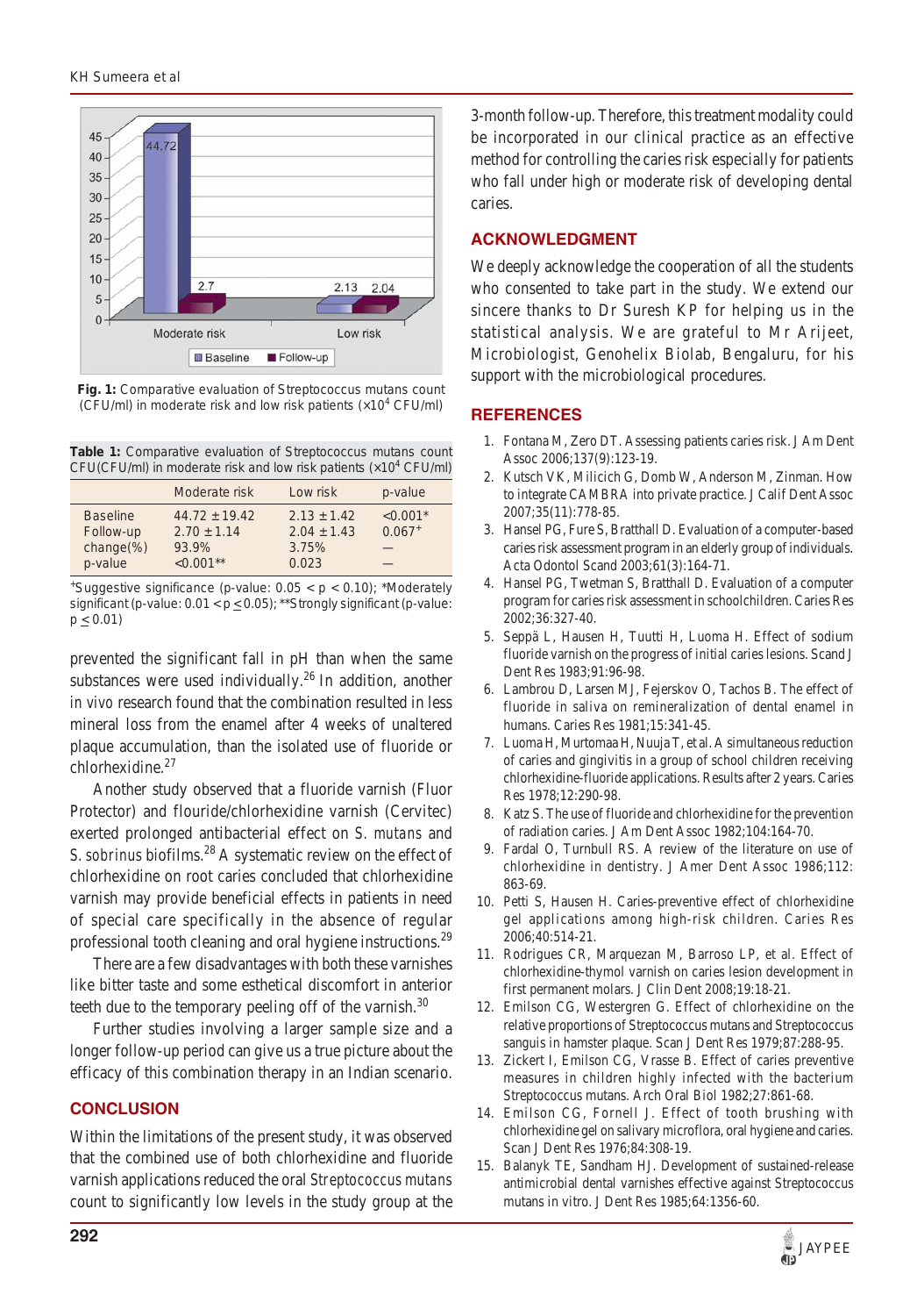45
40
35
30
25
20
15
10
5
0

44.72

2.7

2.13 2.04

Moderate risk

Low risk

Baseline Follow-up

**Fig. 1:** Comparative evaluation of Streptococcus mutans count (CFU/ml) in moderate risk and low risk patients ($\times 10^4$ CFU/ml)

**Table 1:** Comparative evaluation of Streptococcus mutans count CFU(CFU/ml) in moderate risk and low risk patients ($\times 10^4$ CFU/ml)

| | Moderate risk | Low risk | p-value |
|---|---|---|---|
| Baseline | 44.72 ± 19.42 | 2.13 ± 1.42 | <0.001* |
| Follow-up | 2.70 ± 1.14 | 2.04 ± 1.43 | 0.067+ |
| change(%) | 93.9% | 3.75% | — |
| p-value | <0.001** | 0.023 | — |

+Suggestive significance (p-value: $0.05 < p < 0.10$); *Moderately significant (p-value: $0.01 < p \leq 0.05$); **Strongly significant (p-value: $p \leq 0.01$)

prevented the significant fall in pH than when the same substances were used individually.[26] In addition, another *in vivo* research found that the combination resulted in less mineral loss from the enamel after 4 weeks of unaltered plaque accumulation, than the isolated use of fluoride or chlorhexidine.[27]

Another study observed that a fluoride varnish (Fluor Protector) and flouride/chlorhexidine varnish (Cervitec) exerted prolonged antibacterial effect on *S. mutans* and *S. sobrinus* biofilms.[28] A systematic review on the effect of chlorhexidine on root caries concluded that chlorhexidine varnish may provide beneficial effects in patients in need of special care specifically in the absence of regular professional tooth cleaning and oral hygiene instructions.[29]

There are a few disadvantages with both these varnishes like bitter taste and some esthetical discomfort in anterior teeth due to the temporary peeling off of the varnish.[30]

Further studies involving a larger sample size and a longer follow-up period can give us a true picture about the efficacy of this combination therapy in an Indian scenario.

## CONCLUSION

Within the limitations of the present study, it was observed that the combined use of both chlorhexidine and fluoride varnish applications reduced the oral *Streptococcus mutans* count to significantly low levels in the study group at the 3-month follow-up. Therefore, this treatment modality could be incorporated in our clinical practice as an effective method for controlling the caries risk especially for patients who fall under high or moderate risk of developing dental caries.

## ACKNOWLEDGMENT

We deeply acknowledge the cooperation of all the students who consented to take part in the study. We extend our sincere thanks to Dr Suresh KP for helping us in the statistical analysis. We are grateful to Mr Arijeet, Microbiologist, Genohelix Biolab, Bengaluru, for his support with the microbiological procedures.

## REFERENCES

1. Fontana M, Zero DT. Assessing patients caries risk. J Am Dent Assoc 2006;137(9):123-19.
2. Kutsch VK, Milicich G, Domb W, Anderson M, Zinman. How to integrate CAMBRA into private practice. J Calif Dent Assoc 2007;35(11):778-85.
3. Hansel PG, Fure S, Bratthall D. Evaluation of a computer-based caries risk assessment program in an elderly group of individuals. Acta Odontol Scand 2003;61(3):164-71.
4. Hansel PG, Twetman S, Bratthall D. Evaluation of a computer program for caries risk assessment in schoolchildren. Caries Res 2002;36:327-40.
5. Seppä L, Hausen H, Tuutti H, Luoma H. Effect of sodium fluoride varnish on the progress of initial caries lesions. Scand J Dent Res 1983;91:96-98.
6. Lambrou D, Larsen MJ, Fejerskov O, Tachos B. The effect of fluoride in saliva on remineralization of dental enamel in humans. Caries Res 1981;15:341-45.
7. Luoma H, Murtomaa H, Nuuja T, et al. A simultaneous reduction of caries and gingivitis in a group of school children receiving chlorhexidine-fluoride applications. Results after 2 years. Caries Res 1978;12:290-98.
8. Katz S. The use of fluoride and chlorhexidine for the prevention of radiation caries. J Am Dent Assoc 1982;104:164-70.
9. Fardal O, Turnbull RS. A review of the literature on use of chlorhexidine in dentistry. J Amer Dent Assoc 1986;112: 863-69.
10. Petti S, Hausen H. Caries-preventive effect of chlorhexidine gel applications among high-risk children. Caries Res 2006;40:514-21.
11. Rodrigues CR, Marquezan M, Barroso LP, et al. Effect of chlorhexidine-thymol varnish on caries lesion development in first permanent molars. J Clin Dent 2008;19:18-21.
12. Emilson CG, Westergren G. Effect of chlorhexidine on the relative proportions of Streptococcus mutans and Streptococcus sanguis in hamster plaque. Scan J Dent Res 1979;87:288-95.
13. Zickert I, Emilson CG, Vrasse B. Effect of caries preventive measures in children highly infected with the bacterium Streptococcus mutans. Arch Oral Biol 1982;27:861-68.
14. Emilson CG, Fornell J. Effect of tooth brushing with chlorhexidine gel on salivary microflora, oral hygiene and caries. Scan J Dent Res 1976;84:308-19.
15. Balanyk TE, Sandham HJ. Development of sustained-release antimicrobial dental varnishes effective against Streptococcus mutans in vitro. J Dent Res 1985;64:1356-60.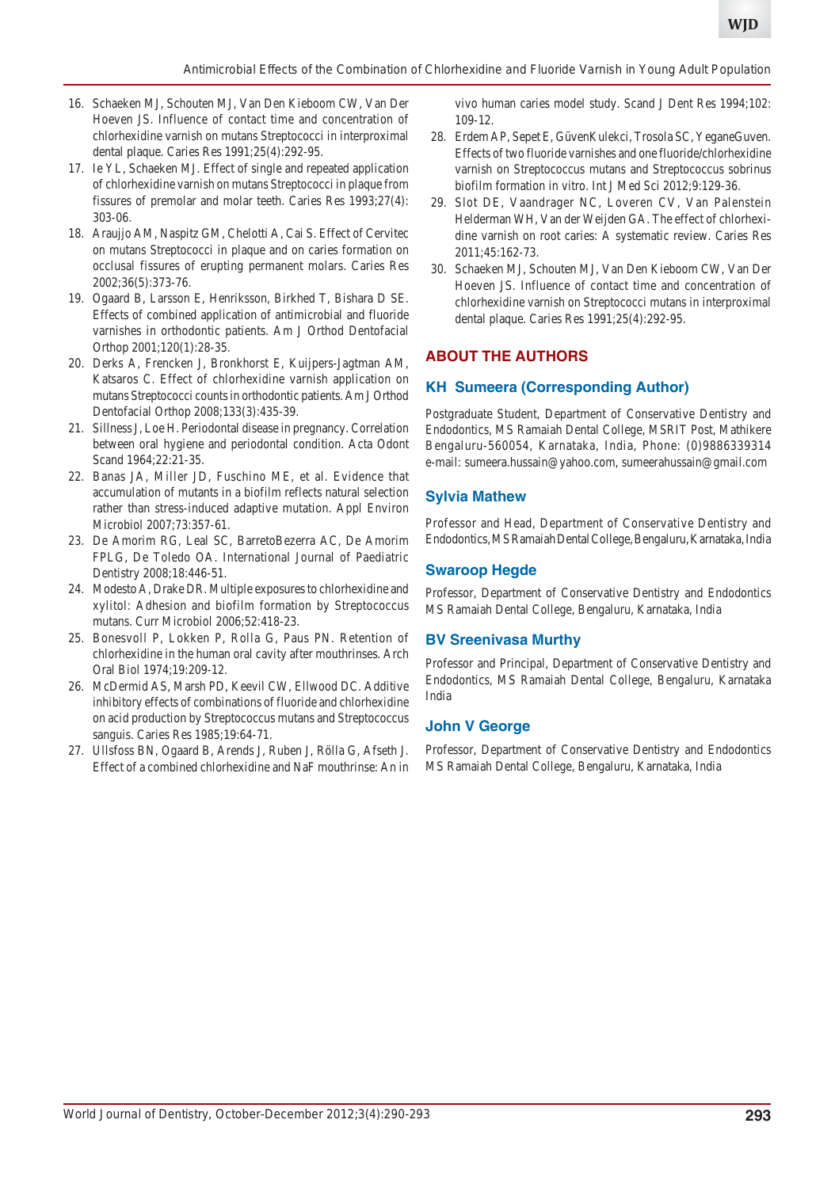16. Schaeken MJ, Schouten MJ, Van Den Kieboom CW, Van Der Hoeven JS. Influence of contact time and concentration of chlorhexidine varnish on mutans Streptococci in interproximal dental plaque. Caries Res 1991;25(4):292-95.
17. Ie YL, Schaeken MJ. Effect of single and repeated application of chlorhexidine varnish on mutans Streptococci in plaque from fissures of premolar and molar teeth. Caries Res 1993;27(4):303-06.
18. Araujjo AM, Naspitz GM, Chelotti A, Cai S. Effect of Cervitec on mutans Streptococci in plaque and on caries formation on occlusal fissures of erupting permanent molars. Caries Res 2002;36(5):373-76.
19. Ogaard B, Larsson E, Henriksson, Birkhed T, Bishara D SE. Effects of combined application of antimicrobial and fluoride varnishes in orthodontic patients. Am J Orthod Dentofacial Orthop 2001;120(1):28-35.
20. Derks A, Frencken J, Bronkhorst E, Kuijpers-Jagtman AM, Katsaros C. Effect of chlorhexidine varnish application on mutans Streptococci counts in orthodontic patients. Am J Orthod Dentofacial Orthop 2008;133(3):435-39.
21. Sillness J, Loe H. Periodontal disease in pregnancy. Correlation between oral hygiene and periodontal condition. Acta Odont Scand 1964;22:21-35.
22. Banas JA, Miller JD, Fuschino ME, et al. Evidence that accumulation of mutants in a biofilm reflects natural selection rather than stress-induced adaptive mutation. Appl Environ Microbiol 2007;73:357-61.
23. De Amorim RG, Leal SC, BarretoBezerra AC, De Amorim FPLG, De Toledo OA. International Journal of Paediatric Dentistry 2008;18:446-51.
24. Modesto A, Drake DR. Multiple exposures to chlorhexidine and xylitol: Adhesion and biofilm formation by Streptococcus mutans. Curr Microbiol 2006;52:418-23.
25. Bonesvoll P, Lokken P, Rolla G, Paus PN. Retention of chlorhexidine in the human oral cavity after mouthrinses. Arch Oral Biol 1974;19:209-12.
26. McDermid AS, Marsh PD, Keevil CW, Ellwood DC. Additive inhibitory effects of combinations of fluoride and chlorhexidine on acid production by Streptococcus mutans and Streptococcus sanguis. Caries Res 1985;19:64-71.
27. Ullsfoss BN, Ogaard B, Arends J, Ruben J, Rölla G, Afseth J. Effect of a combined chlorhexidine and NaF mouthrinse: An in vivo human caries model study. Scand J Dent Res 1994;102:109-12.
28. Erdem AP, Sepet E, GüvenKulekci, Trosola SC, YeganeGuven. Effects of two fluoride varnishes and one fluoride/chlorhexidine varnish on Streptococcus mutans and Streptococcus sobrinus biofilm formation in vitro. Int J Med Sci 2012;9:129-36.
29. Slot DE, Vaandrager NC, Loveren CV, Van Palenstein Helderman WH, Van der Weijden GA. The effect of chlorhexidine varnish on root caries: A systematic review. Caries Res 2011;45:162-73.
30. Schaeken MJ, Schouten MJ, Van Den Kieboom CW, Van Der Hoeven JS. Influence of contact time and concentration of chlorhexidine varnish on Streptococci mutans in interproximal dental plaque. Caries Res 1991;25(4):292-95.

## ABOUT THE AUTHORS

### KH Sumeera (Corresponding Author)

Postgraduate Student, Department of Conservative Dentistry and Endodontics, MS Ramaiah Dental College, MSRIT Post, Mathikere Bengaluru-560054, Karnataka, India, Phone: (0)9886339314 e-mail: sumeera.hussain@yahoo.com, sumeerahussain@gmail.com

### Sylvia Mathew

Professor and Head, Department of Conservative Dentistry and Endodontics, MS Ramaiah Dental College, Bengaluru, Karnataka, India

### Swaroop Hegde

Professor, Department of Conservative Dentistry and Endodontics MS Ramaiah Dental College, Bengaluru, Karnataka, India

### BV Sreenivasa Murthy

Professor and Principal, Department of Conservative Dentistry and Endodontics, MS Ramaiah Dental College, Bengaluru, Karnataka India

### John V George

Professor, Department of Conservative Dentistry and Endodontics MS Ramaiah Dental College, Bengaluru, Karnataka, India